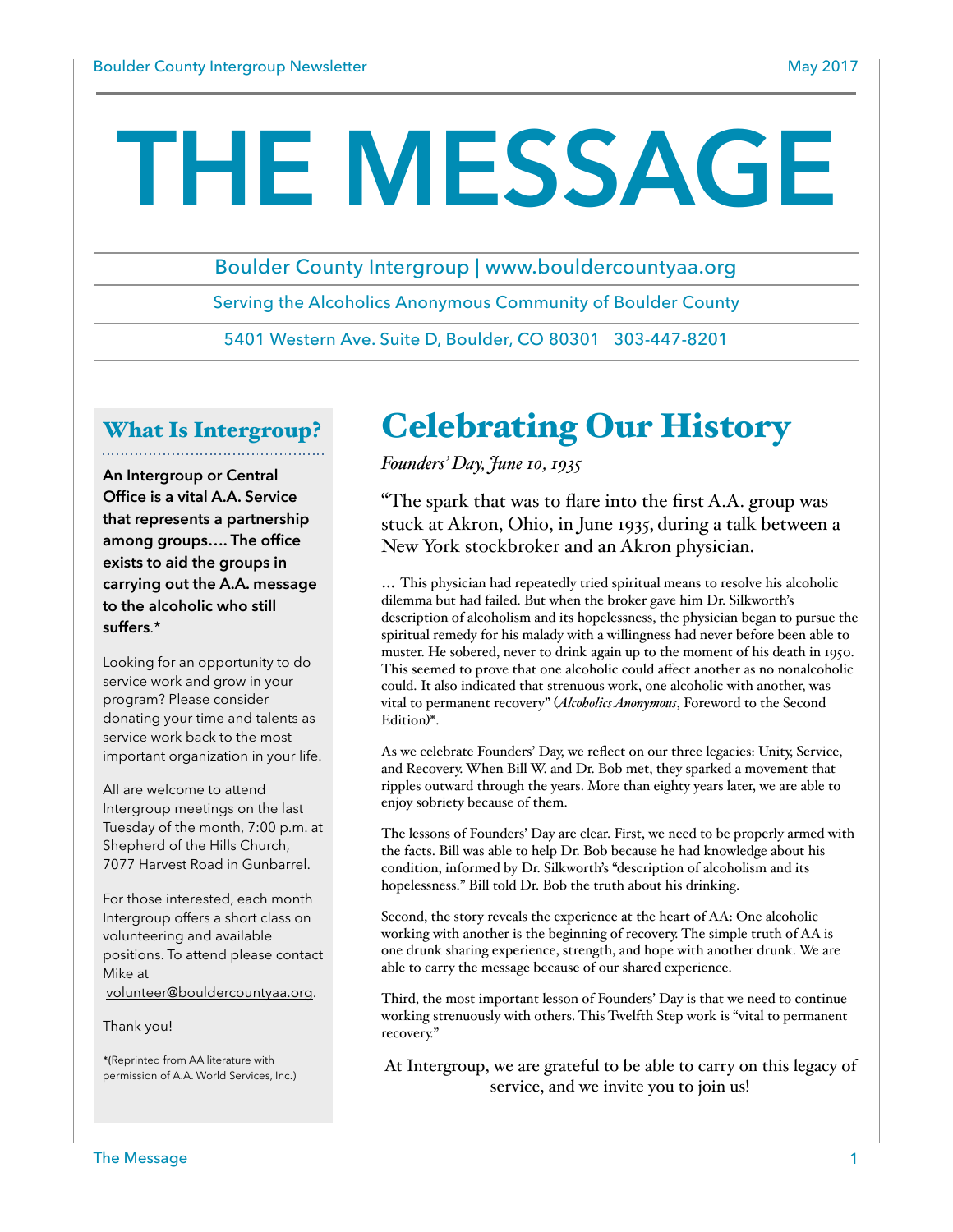# THE MESSAGE

Boulder County Intergroup | www.bouldercountyaa.org

Serving the Alcoholics Anonymous Community of Boulder County

5401 Western Ave. Suite D, Boulder, CO 80301 303-447-8201

## What Is Intergroup?

**An Intergroup or Central Office is a vital A.A. Service that represents a partnership among groups…. The office exists to aid the groups in carrying out the A.A. message to the alcoholic who still suffers.***

Looking for an opportunity to do service work and grow in your program? Please consider donating your time and talents as service work back to the most important organization in your life.

All are welcome to attend Intergroup meetings on the last Tuesday of the month, 7:00 p.m. at Shepherd of the Hills Church, 7077 Harvest Road in Gunbarrel.

For those interested, each month Intergroup offers a short class on volunteering and available positions. To attend please contact Mike at volunteer@bouldercountyaa.org.

Thank you!

*(Reprinted from AA literature with permission of A.A. World Services, Inc.)

## Celebrating Our History

*Founders' Day, June 10, 1935*

"The spark that was to flare into the first A.A. group was stuck at Akron, Ohio, in June 1935, during a talk between a New York stockbroker and an Akron physician.

… This physician had repeatedly tried spiritual means to resolve his alcoholic dilemma but had failed. But when the broker gave him Dr. Silkworth's description of alcoholism and its hopelessness, the physician began to pursue the spiritual remedy for his malady with a willingness had never before been able to muster. He sobered, never to drink again up to the moment of his death in 1950. This seemed to prove that one alcoholic could affect another as no nonalcoholic could. It also indicated that strenuous work, one alcoholic with another, was vital to permanent recovery" (*Alcoholics Anonymous*, Foreword to the Second Edition)*.

As we celebrate Founders' Day, we reflect on our three legacies: Unity, Service, and Recovery. When Bill W. and Dr. Bob met, they sparked a movement that ripples outward through the years. More than eighty years later, we are able to enjoy sobriety because of them.

The lessons of Founders' Day are clear. First, we need to be properly armed with the facts. Bill was able to help Dr. Bob because he had knowledge about his condition, informed by Dr. Silkworth's "description of alcoholism and its hopelessness." Bill told Dr. Bob the truth about his drinking.

Second, the story reveals the experience at the heart of AA: One alcoholic working with another is the beginning of recovery. The simple truth of AA is one drunk sharing experience, strength, and hope with another drunk. We are able to carry the message because of our shared experience.

Third, the most important lesson of Founders' Day is that we need to continue working strenuously with others. This Twelfth Step work is "vital to permanent recovery."

At Intergroup, we are grateful to be able to carry on this legacy of service, and we invite you to join us!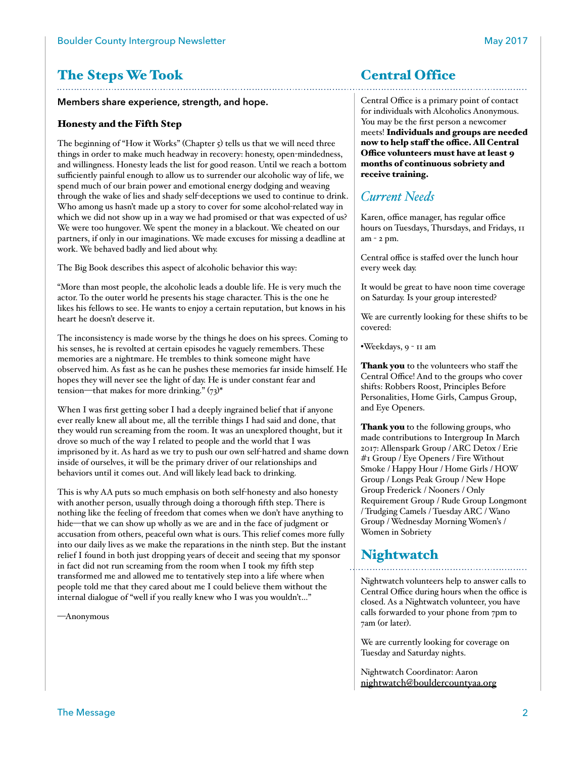# The Steps We Took

**Members share experience, strength, and hope.**

## Honesty and the Fifth Step

The beginning of "How it Works" (Chapter 5) tells us that we will need three things in order to make much headway in recovery: honesty, open-mindedness, and willingness. Honesty leads the list for good reason. Until we reach a bottom sufficiently painful enough to allow us to surrender our alcoholic way of life, we spend much of our brain power and emotional energy dodging and weaving through the wake of lies and shady self-deceptions we used to continue to drink. Who among us hasn't made up a story to cover for some alcohol-related way in which we did not show up in a way we had promised or that was expected of us? We were too hungover. We spent the money in a blackout. We cheated on our partners, if only in our imaginations. We made excuses for missing a deadline at work. We behaved badly and lied about why.

The Big Book describes this aspect of alcoholic behavior this way:

"More than most people, the alcoholic leads a double life. He is very much the actor. To the outer world he presents his stage character. This is the one he likes his fellows to see. He wants to enjoy a certain reputation, but knows in his heart he doesn't deserve it.

The inconsistency is made worse by the things he does on his sprees. Coming to his senses, he is revolted at certain episodes he vaguely remembers. These memories are a nightmare. He trembles to think someone might have observed him. As fast as he can he pushes these memories far inside himself. He hopes they will never see the light of day. He is under constant fear and tension—that makes for more drinking." (73)*

When I was first getting sober I had a deeply ingrained belief that if anyone ever really knew all about me, all the terrible things I had said and done, that they would run screaming from the room. It was an unexplored thought, but it drove so much of the way I related to people and the world that I was imprisoned by it. As hard as we try to push our own self-hatred and shame down inside of ourselves, it will be the primary driver of our relationships and behaviors until it comes out. And will likely lead back to drinking.

This is why AA puts so much emphasis on both self-honesty and also honesty with another person, usually through doing a thorough fifth step. There is nothing like the feeling of freedom that comes when we don't have anything to hide—that we can show up wholly as we are and in the face of judgment or accusation from others, peaceful own what is ours. This relief comes more fully into our daily lives as we make the reparations in the ninth step. But the instant relief I found in both just dropping years of deceit and seeing that my sponsor in fact did not run screaming from the room when I took my fifth step transformed me and allowed me to tentatively step into a life where when people told me that they cared about me I could believe them without the internal dialogue of "well if you really knew who I was you wouldn't..."

—Anonymous

# Central Office

Central Office is a primary point of contact for individuals with Alcoholics Anonymous. You may be the first person a newcomer meets! **Individuals and groups are needed now to help staff the office. All Central Office volunteers must have at least 9 months of continuous sobriety and receive training.**

## *Current Needs*

Karen, office manager, has regular office hours on Tuesdays, Thursdays, and Fridays, 11 am - 2 pm.

Central office is staffed over the lunch hour every week day.

It would be great to have noon time coverage on Saturday. Is your group interested?

We are currently looking for these shifts to be covered:

- Weekdays, 9 - 11 am

**Thank you** to the volunteers who staff the Central Office! And to the groups who cover shifts: Robbers Roost, Principles Before Personalities, Home Girls, Campus Group, and Eye Openers.

**Thank you** to the following groups, who made contributions to Intergroup In March 2017: Allenspark Group / ARC Detox / Erie #1 Group / Eye Openers / Fire Without Smoke / Happy Hour / Home Girls / HOW Group / Longs Peak Group / New Hope Group Frederick / Nooners / Only Requirement Group / Rude Group Longmont / Trudging Camels / Tuesday ARC / Wano Group / Wednesday Morning Women's / Women in Sobriety

# Nightwatch

Nightwatch volunteers help to answer calls to Central Office during hours when the office is closed. As a Nightwatch volunteer, you have calls forwarded to your phone from 7pm to 7am (or later).

We are currently looking for coverage on Tuesday and Saturday nights.

Nightwatch Coordinator: Aaron
nightwatch@bouldercountyaa.org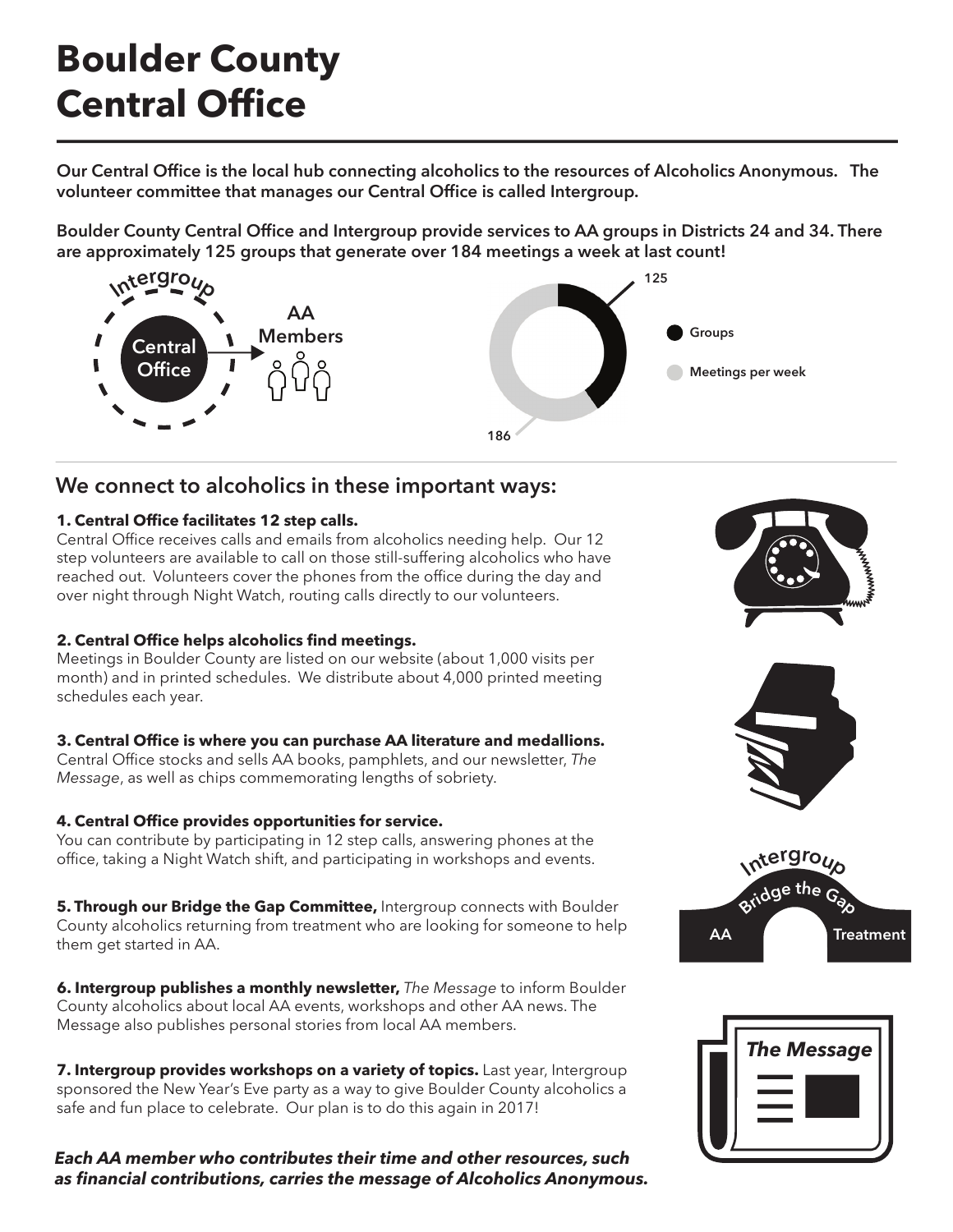# Boulder County Central Office

Our Central Office is the local hub connecting alcoholics to the resources of Alcoholics Anonymous. The volunteer committee that manages our Central Office is called Intergroup.

Boulder County Central Office and Intergroup provide services to AA groups in Districts 24 and 34. There are approximately 125 groups that generate over 184 meetings a week at last count!

Intergroup

Central Office

AA Members

125

186

Groups

Meetings per week

## We connect to alcoholics in these important ways:

**1. Central Office facilitates 12 step calls.**
Central Office receives calls and emails from alcoholics needing help. Our 12 step volunteers are available to call on those still-suffering alcoholics who have reached out. Volunteers cover the phones from the office during the day and over night through Night Watch, routing calls directly to our volunteers.

**2. Central Office helps alcoholics find meetings.**
Meetings in Boulder County are listed on our website (about 1,000 visits per month) and in printed schedules. We distribute about 4,000 printed meeting schedules each year.

**3. Central Office is where you can purchase AA literature and medallions.**
Central Office stocks and sells AA books, pamphlets, and our newsletter, *The Message*, as well as chips commemorating lengths of sobriety.

**4. Central Office provides opportunities for service.**
You can contribute by participating in 12 step calls, answering phones at the office, taking a Night Watch shift, and participating in workshops and events.

**5. Through our Bridge the Gap Committee,** Intergroup connects with Boulder County alcoholics returning from treatment who are looking for someone to help them get started in AA.

Intergroup

Bridge the Gap

AA Treatment

**6. Intergroup publishes a monthly newsletter,** *The Message* to inform Boulder County alcoholics about local AA events, workshops and other AA news. The Message also publishes personal stories from local AA members.

**7. Intergroup provides workshops on a variety of topics.** Last year, Intergroup sponsored the New Year's Eve party as a way to give Boulder County alcoholics a safe and fun place to celebrate. Our plan is to do this again in 2017!

*The Message*

***Each AA member who contributes their time and other resources, such as financial contributions, carries the message of Alcoholics Anonymous.***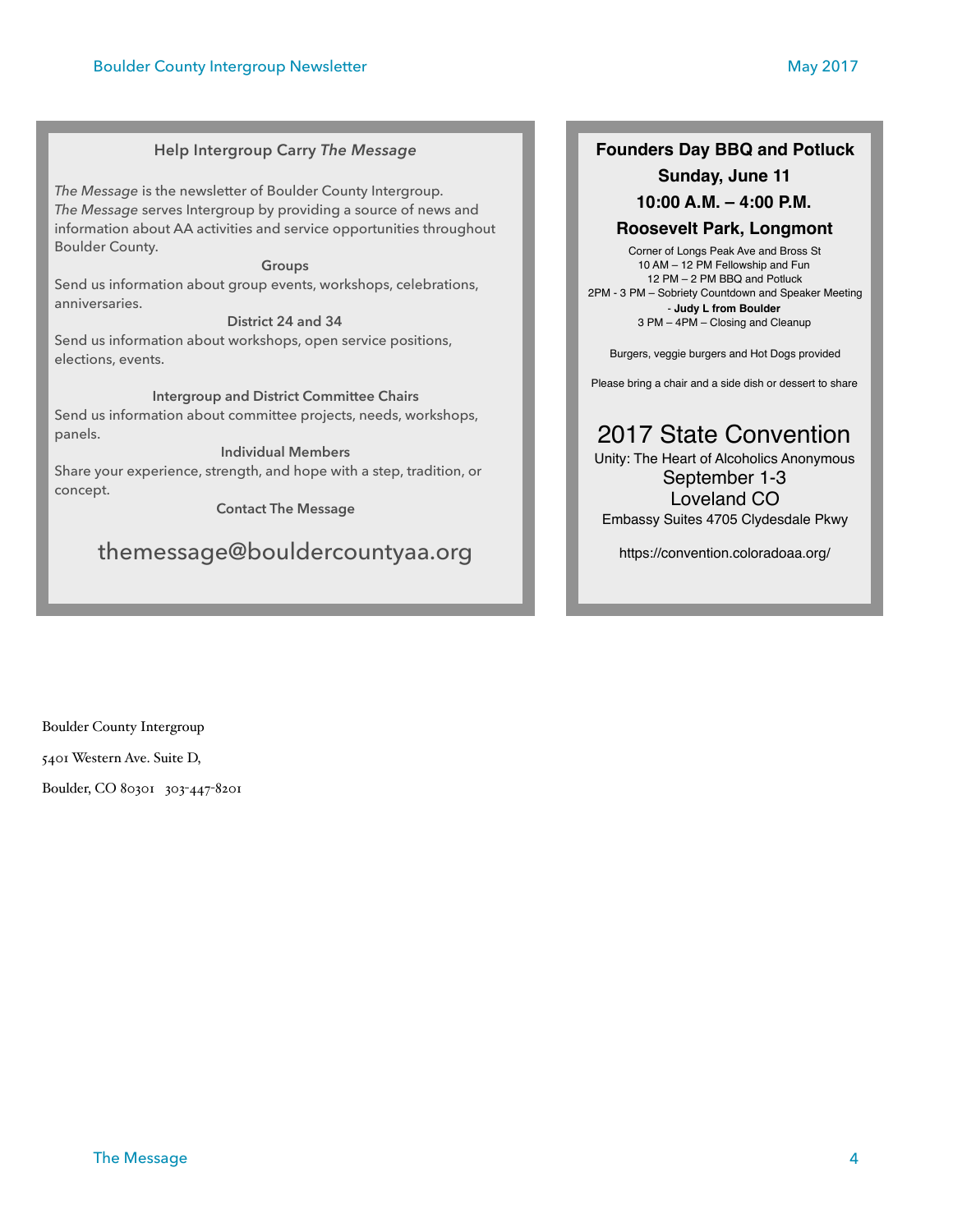## Help Intergroup Carry *The Message*

*The Message* is the newsletter of Boulder County Intergroup. *The Message* serves Intergroup by providing a source of news and information about AA activities and service opportunities throughout Boulder County.

**Groups**

Send us information about group events, workshops, celebrations, anniversaries.

**District 24 and 34**

Send us information about workshops, open service positions, elections, events.

**Intergroup and District Committee Chairs**

Send us information about committee projects, needs, workshops, panels.

**Individual Members**

Share your experience, strength, and hope with a step, tradition, or concept.

**Contact The Message**

themessage@bouldercountyaa.org

## Founders Day BBQ and Potluck

**Sunday, June 11**

**10:00 A.M. – 4:00 P.M.**

**Roosevelt Park, Longmont**

Corner of Longs Peak Ave and Bross St
10 AM – 12 PM Fellowship and Fun
12 PM – 2 PM BBQ and Potluck
2PM - 3 PM – Sobriety Countdown and Speaker Meeting - **Judy L from Boulder**
3 PM – 4PM – Closing and Cleanup

Burgers, veggie burgers and Hot Dogs provided

Please bring a chair and a side dish or dessert to share

## 2017 State Convention

Unity: The Heart of Alcoholics Anonymous
September 1-3
Loveland CO
Embassy Suites 4705 Clydesdale Pkwy

https://convention.coloradoaa.org/

Boulder County Intergroup

5401 Western Ave. Suite D,

Boulder, CO 80301 303-447-8201